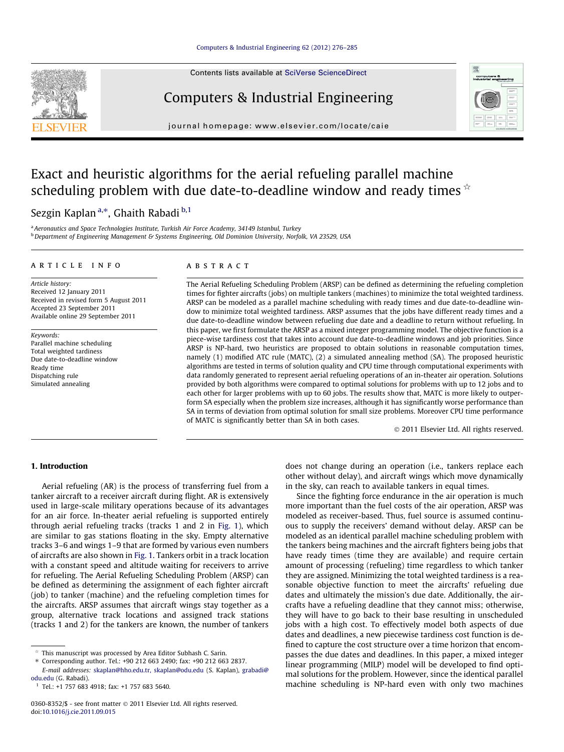# Exact and heuristic algorithms for the aerial refueling parallel machine scheduling problem with due date-to-deadline window and ready times ☆

Sezgin Kaplan [a,*], Ghaith Rabadi [b,1]

[a] Aeronautics and Space Technologies Institute, Turkish Air Force Academy, 34149 Istanbul, Turkey

[b] Department of Engineering Management & Systems Engineering, Old Dominion University, Norfolk, VA 23529, USA

## ARTICLE INFO

*Article history:*
Received 12 January 2011
Received in revised form 5 August 2011
Accepted 23 September 2011
Available online 29 September 2011

*Keywords:*
Parallel machine scheduling
Total weighted tardiness
Due date-to-deadline window
Ready time
Dispatching rule
Simulated annealing

## ABSTRACT

The Aerial Refueling Scheduling Problem (ARSP) can be defined as determining the refueling completion times for fighter aircrafts (jobs) on multiple tankers (machines) to minimize the total weighted tardiness. ARSP can be modeled as a parallel machine scheduling with ready times and due date-to-deadline window to minimize total weighted tardiness. ARSP assumes that the jobs have different ready times and a due date-to-deadline window between refueling due date and a deadline to return without refueling. In this paper, we first formulate the ARSP as a mixed integer programming model. The objective function is a piece-wise tardiness cost that takes into account due date-to-deadline windows and job priorities. Since ARSP is NP-hard, two heuristics are proposed to obtain solutions in reasonable computation times, namely (1) modified ATC rule (MATC), (2) a simulated annealing method (SA). The proposed heuristic algorithms are tested in terms of solution quality and CPU time through computational experiments with data randomly generated to represent aerial refueling operations of an in-theater air operation. Solutions provided by both algorithms were compared to optimal solutions for problems with up to 12 jobs and to each other for larger problems with up to 60 jobs. The results show that, MATC is more likely to outperform SA especially when the problem size increases, although it has significantly worse performance than SA in terms of deviation from optimal solution for small size problems. Moreover CPU time performance of MATC is significantly better than SA in both cases.

© 2011 Elsevier Ltd. All rights reserved.

## 1. Introduction

Aerial refueling (AR) is the process of transferring fuel from a tanker aircraft to a receiver aircraft during flight. AR is extensively used in large-scale military operations because of its advantages for an air force. In-theater aerial refueling is supported entirely through aerial refueling tracks (tracks 1 and 2 in Fig. 1), which are similar to gas stations floating in the sky. Empty alternative tracks 3–6 and wings 1–9 that are formed by various even numbers of aircrafts are also shown in Fig. 1. Tankers orbit in a track location with a constant speed and altitude waiting for receivers to arrive for refueling. The Aerial Refueling Scheduling Problem (ARSP) can be defined as determining the assignment of each fighter aircraft (job) to tanker (machine) and the refueling completion times for the aircrafts. ARSP assumes that aircraft wings stay together as a group, alternative track locations and assigned track stations (tracks 1 and 2) for the tankers are known, the number of tankers does not change during an operation (i.e., tankers replace each other without delay), and aircraft wings which move dynamically in the sky, can reach to available tankers in equal times.

Since the fighting force endurance in the air operation is much more important than the fuel costs of the air operation, ARSP was modeled as receiver-based. Thus, fuel source is assumed continuous to supply the receivers' demand without delay. ARSP can be modeled as an identical parallel machine scheduling problem with the tankers being machines and the aircraft fighters being jobs that have ready times (time they are available) and require certain amount of processing (refueling) time regardless to which tanker they are assigned. Minimizing the total weighted tardiness is a reasonable objective function to meet the aircrafts' refueling due dates and ultimately the mission's due date. Additionally, the aircrafts have a refueling deadline that they cannot miss; otherwise, they will have to go back to their base resulting in unscheduled jobs with a high cost. To effectively model both aspects of due dates and deadlines, a new piecewise tardiness cost function is defined to capture the cost structure over a time horizon that encompasses the due dates and deadlines. In this paper, a mixed integer linear programming (MILP) model will be developed to find optimal solutions for the problem. However, since the identical parallel machine scheduling is NP-hard even with only two machines

☆ This manuscript was processed by Area Editor Subhash C. Sarin.

\* Corresponding author. Tel.: +90 212 663 2490; fax: +90 212 663 2837.
E-mail addresses: skaplan@hho.edu.tr, skaplan@odu.edu (S. Kaplan), grabadi@odu.edu (G. Rabadi).

[1] Tel.: +1 757 683 4918; fax: +1 757 683 5640.

0360-8352/$ - see front matter © 2011 Elsevier Ltd. All rights reserved.
doi:10.1016/j.cie.2011.09.015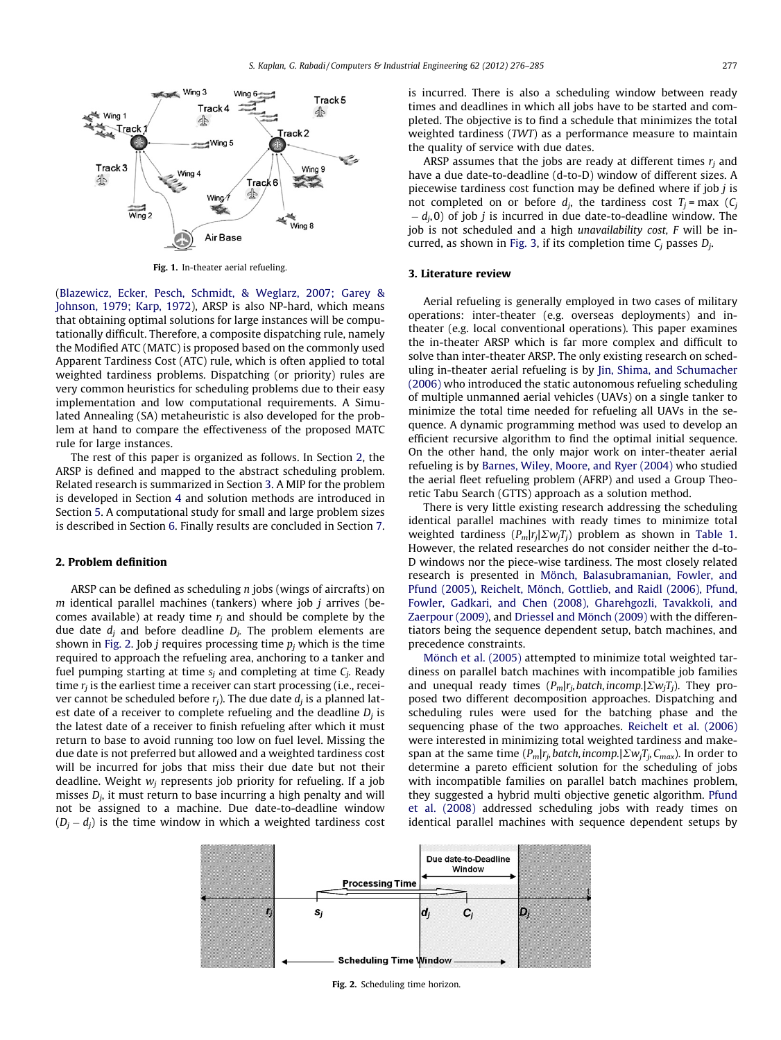Fig. 1. In-theater aerial refueling.

(Blazewicz, Ecker, Pesch, Schmidt, & Weglarz, 2007; Garey & Johnson, 1979; Karp, 1972), ARSP is also NP-hard, which means that obtaining optimal solutions for large instances will be computationally difficult. Therefore, a composite dispatching rule, namely the Modified ATC (MATC) is proposed based on the commonly used Apparent Tardiness Cost (ATC) rule, which is often applied to total weighted tardiness problems. Dispatching (or priority) rules are very common heuristics for scheduling problems due to their easy implementation and low computational requirements. A Simulated Annealing (SA) metaheuristic is also developed for the problem at hand to compare the effectiveness of the proposed MATC rule for large instances.

The rest of this paper is organized as follows. In Section 2, the ARSP is defined and mapped to the abstract scheduling problem. Related research is summarized in Section 3. A MIP for the problem is developed in Section 4 and solution methods are introduced in Section 5. A computational study for small and large problem sizes is described in Section 6. Finally results are concluded in Section 7.

## 2. Problem definition

ARSP can be defined as scheduling $n$ jobs (wings of aircrafts) on $m$ identical parallel machines (tankers) where job $j$ arrives (becomes available) at ready time $r_j$ and should be complete by the due date $d_j$ and before deadline $D_j$. The problem elements are shown in Fig. 2. Job $j$ requires processing time $p_j$ which is the time required to approach the refueling area, anchoring to a tanker and fuel pumping starting at time $s_j$ and completing at time $C_j$. Ready time $r_j$ is the earliest time a receiver can start processing (i.e., receiver cannot be scheduled before $r_j$). The due date $d_j$ is a planned latest date of a receiver to complete refueling and the deadline $D_j$ is the latest date of a receiver to finish refueling after which it must return to base to avoid running too low on fuel level. Missing the due date is not preferred but allowed and a weighted tardiness cost will be incurred for jobs that miss their due date but not their deadline. Weight $w_j$ represents job priority for refueling. If a job misses $D_j$, it must return to base incurring a high penalty and will not be assigned to a machine. Due date-to-deadline window $(D_j - d_j)$ is the time window in which a weighted tardiness cost is incurred. There is also a scheduling window between ready times and deadlines in which all jobs have to be started and completed. The objective is to find a schedule that minimizes the total weighted tardiness (*TWT*) as a performance measure to maintain the quality of service with due dates.

ARSP assumes that the jobs are ready at different times $r_j$ and have a due date-to-deadline (d-to-D) window of different sizes. A piecewise tardiness cost function may be defined where if job $j$ is not completed on or before $d_j$, the tardiness cost $T_j = \max(C_j - d_j, 0)$ of job $j$ is incurred in due date-to-deadline window. The job is not scheduled and a high *unavailability cost*, $F$ will be incurred, as shown in Fig. 3, if its completion time $C_j$ passes $D_j$.

## 3. Literature review

Aerial refueling is generally employed in two cases of military operations: inter-theater (e.g. overseas deployments) and in-theater (e.g. local conventional operations). This paper examines the in-theater ARSP which is far more complex and difficult to solve than inter-theater ARSP. The only existing research on scheduling in-theater aerial refueling is by Jin, Shima, and Schumacher (2006) who introduced the static autonomous refueling scheduling of multiple unmanned aerial vehicles (UAVs) on a single tanker to minimize the total time needed for refueling all UAVs in the sequence. A dynamic programming method was used to develop an efficient recursive algorithm to find the optimal initial sequence. On the other hand, the only major work on inter-theater aerial refueling is by Barnes, Wiley, Moore, and Ryer (2004) who studied the aerial fleet refueling problem (AFRP) and used a Group Theoretic Tabu Search (GTTS) approach as a solution method.

There is very little existing research addressing the scheduling identical parallel machines with ready times to minimize total weighted tardiness ($P_m|r_j|\Sigma w_j T_j$) problem as shown in Table 1. However, the related researches do not consider neither the d-to-D windows nor the piece-wise tardiness. The most closely related research is presented in Mönch, Balasubramanian, Fowler, and Pfund (2005), Reichelt, Mönch, Gottlieb, and Raidl (2006), Pfund, Fowler, Gadkari, and Chen (2008), Gharehgozli, Tavakkoli, and Zaerpour (2009), and Driessel and Mönch (2009) with the differentiators being the sequence dependent setup, batch machines, and precedence constraints.

Mönch et al. (2005) attempted to minimize total weighted tardiness on parallel batch machines with incompatible job families and unequal ready times ($P_m|r_j, batch, incomp.|\Sigma w_j T_j$). They proposed two different decomposition approaches. Dispatching and scheduling rules were used for the batching phase and the sequencing phase of the two approaches. Reichelt et al. (2006) were interested in minimizing total weighted tardiness and makespan at the same time ($P_m|r_j, batch, incomp.|\Sigma w_j T_j, C_{max}$). In order to determine a pareto efficient solution for the scheduling of jobs with incompatible families on parallel batch machines problem, they suggested a hybrid multi objective genetic algorithm. Pfund et al. (2008) addressed scheduling jobs with ready times on identical parallel machines with sequence dependent setups by

Fig. 2. Scheduling time horizon.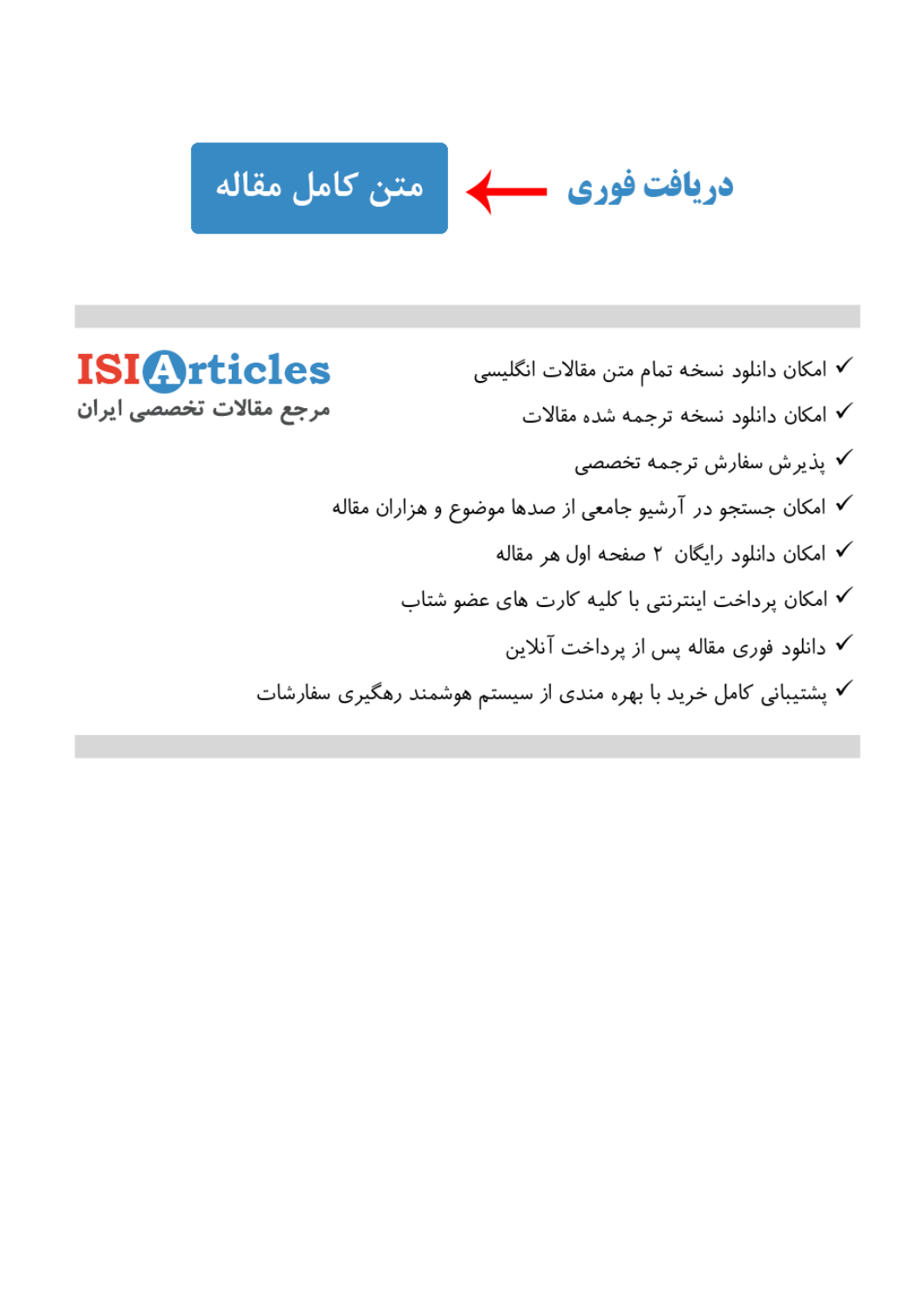دریافت فوری ← متن کامل مقاله

**ISIArticles**
مرجع مقالات تخصصی ایران

- ✓ امکان دانلود نسخه تمام متن مقالات انگلیسی
- ✓ امکان دانلود نسخه ترجمه شده مقالات
- ✓ پذیرش سفارش ترجمه تخصصی
- ✓ امکان جستجو در آرشیو جامعی از صدها موضوع و هزاران مقاله
- ✓ امکان دانلود رایگان ۲ صفحه اول هر مقاله
- ✓ امکان پرداخت اینترنتی با کلیه کارت های عضو شتاب
- ✓ دانلود فوری مقاله پس از پرداخت آنلاین
- ✓ پشتیبانی کامل خرید با بهره مندی از سیستم هوشمند رهگیری سفارشات